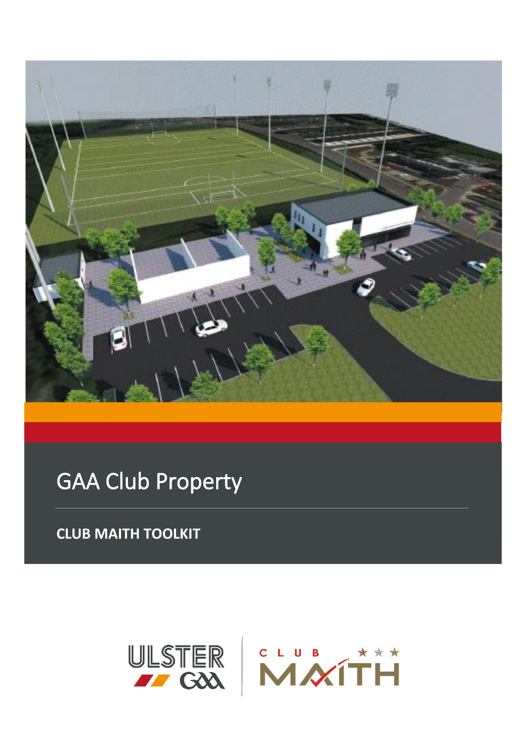# GAA Club Property

**CLUB MAITH TOOLKIT**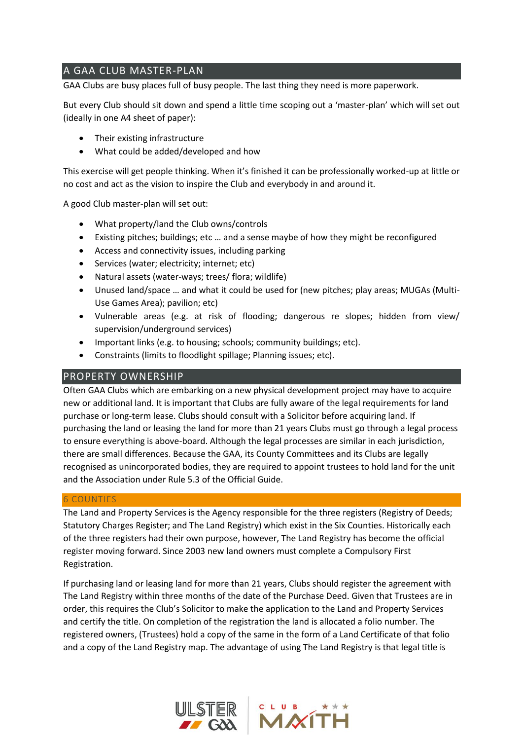## A GAA CLUB MASTER-PLAN

GAA Clubs are busy places full of busy people. The last thing they need is more paperwork.

But every Club should sit down and spend a little time scoping out a 'master-plan' which will set out (ideally in one A4 sheet of paper):

- Their existing infrastructure
- What could be added/developed and how

This exercise will get people thinking. When it's finished it can be professionally worked-up at little or no cost and act as the vision to inspire the Club and everybody in and around it.

A good Club master-plan will set out:

- What property/land the Club owns/controls
- Existing pitches; buildings; etc … and a sense maybe of how they might be reconfigured
- Access and connectivity issues, including parking
- Services (water; electricity; internet; etc)
- Natural assets (water-ways; trees/ flora; wildlife)
- Unused land/space … and what it could be used for (new pitches; play areas; MUGAs (Multi-Use Games Area); pavilion; etc)
- Vulnerable areas (e.g. at risk of flooding; dangerous re slopes; hidden from view/ supervision/underground services)
- Important links (e.g. to housing; schools; community buildings; etc).
- Constraints (limits to floodlight spillage; Planning issues; etc).

## PROPERTY OWNERSHIP

Often GAA Clubs which are embarking on a new physical development project may have to acquire new or additional land. It is important that Clubs are fully aware of the legal requirements for land purchase or long-term lease. Clubs should consult with a Solicitor before acquiring land. If purchasing the land or leasing the land for more than 21 years Clubs must go through a legal process to ensure everything is above-board. Although the legal processes are similar in each jurisdiction, there are small differences. Because the GAA, its County Committees and its Clubs are legally recognised as unincorporated bodies, they are required to appoint trustees to hold land for the unit and the Association under Rule 5.3 of the Official Guide.

### 6 COUNTIES

The Land and Property Services is the Agency responsible for the three registers (Registry of Deeds; Statutory Charges Register; and The Land Registry) which exist in the Six Counties. Historically each of the three registers had their own purpose, however, The Land Registry has become the official register moving forward. Since 2003 new land owners must complete a Compulsory First Registration.

If purchasing land or leasing land for more than 21 years, Clubs should register the agreement with The Land Registry within three months of the date of the Purchase Deed. Given that Trustees are in order, this requires the Club's Solicitor to make the application to the Land and Property Services and certify the title. On completion of the registration the land is allocated a folio number. The registered owners, (Trustees) hold a copy of the same in the form of a Land Certificate of that folio and a copy of the Land Registry map. The advantage of using The Land Registry is that legal title is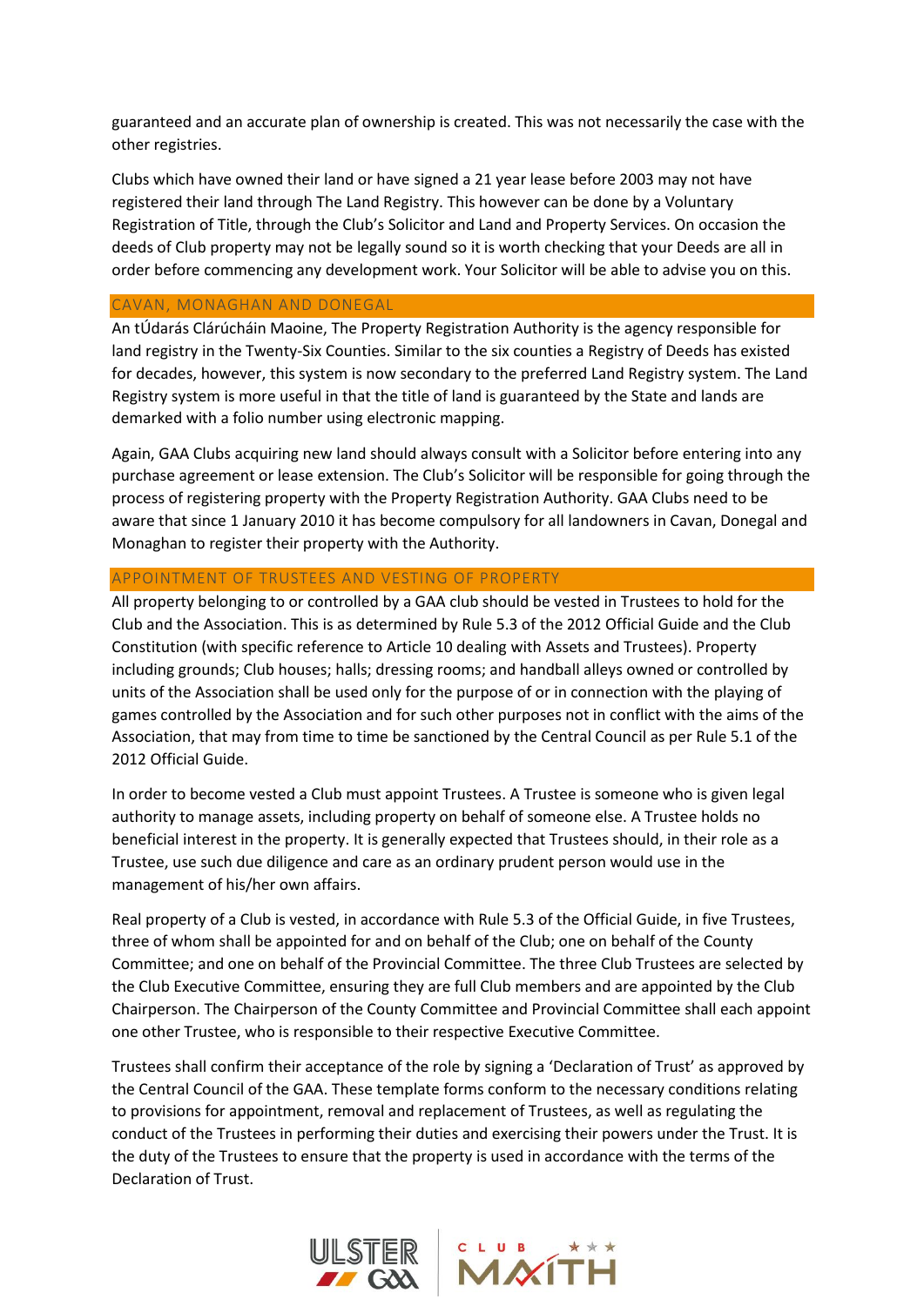guaranteed and an accurate plan of ownership is created. This was not necessarily the case with the other registries.

Clubs which have owned their land or have signed a 21 year lease before 2003 may not have registered their land through The Land Registry. This however can be done by a Voluntary Registration of Title, through the Club's Solicitor and Land and Property Services. On occasion the deeds of Club property may not be legally sound so it is worth checking that your Deeds are all in order before commencing any development work. Your Solicitor will be able to advise you on this.

## CAVAN, MONAGHAN AND DONEGAL

An tÚdarás Clárúcháin Maoine, The Property Registration Authority is the agency responsible for land registry in the Twenty-Six Counties. Similar to the six counties a Registry of Deeds has existed for decades, however, this system is now secondary to the preferred Land Registry system. The Land Registry system is more useful in that the title of land is guaranteed by the State and lands are demarked with a folio number using electronic mapping.

Again, GAA Clubs acquiring new land should always consult with a Solicitor before entering into any purchase agreement or lease extension. The Club's Solicitor will be responsible for going through the process of registering property with the Property Registration Authority. GAA Clubs need to be aware that since 1 January 2010 it has become compulsory for all landowners in Cavan, Donegal and Monaghan to register their property with the Authority.

## APPOINTMENT OF TRUSTEES AND VESTING OF PROPERTY

All property belonging to or controlled by a GAA club should be vested in Trustees to hold for the Club and the Association. This is as determined by Rule 5.3 of the 2012 Official Guide and the Club Constitution (with specific reference to Article 10 dealing with Assets and Trustees). Property including grounds; Club houses; halls; dressing rooms; and handball alleys owned or controlled by units of the Association shall be used only for the purpose of or in connection with the playing of games controlled by the Association and for such other purposes not in conflict with the aims of the Association, that may from time to time be sanctioned by the Central Council as per Rule 5.1 of the 2012 Official Guide.

In order to become vested a Club must appoint Trustees. A Trustee is someone who is given legal authority to manage assets, including property on behalf of someone else. A Trustee holds no beneficial interest in the property. It is generally expected that Trustees should, in their role as a Trustee, use such due diligence and care as an ordinary prudent person would use in the management of his/her own affairs.

Real property of a Club is vested, in accordance with Rule 5.3 of the Official Guide, in five Trustees, three of whom shall be appointed for and on behalf of the Club; one on behalf of the County Committee; and one on behalf of the Provincial Committee. The three Club Trustees are selected by the Club Executive Committee, ensuring they are full Club members and are appointed by the Club Chairperson. The Chairperson of the County Committee and Provincial Committee shall each appoint one other Trustee, who is responsible to their respective Executive Committee.

Trustees shall confirm their acceptance of the role by signing a 'Declaration of Trust' as approved by the Central Council of the GAA. These template forms conform to the necessary conditions relating to provisions for appointment, removal and replacement of Trustees, as well as regulating the conduct of the Trustees in performing their duties and exercising their powers under the Trust. It is the duty of the Trustees to ensure that the property is used in accordance with the terms of the Declaration of Trust.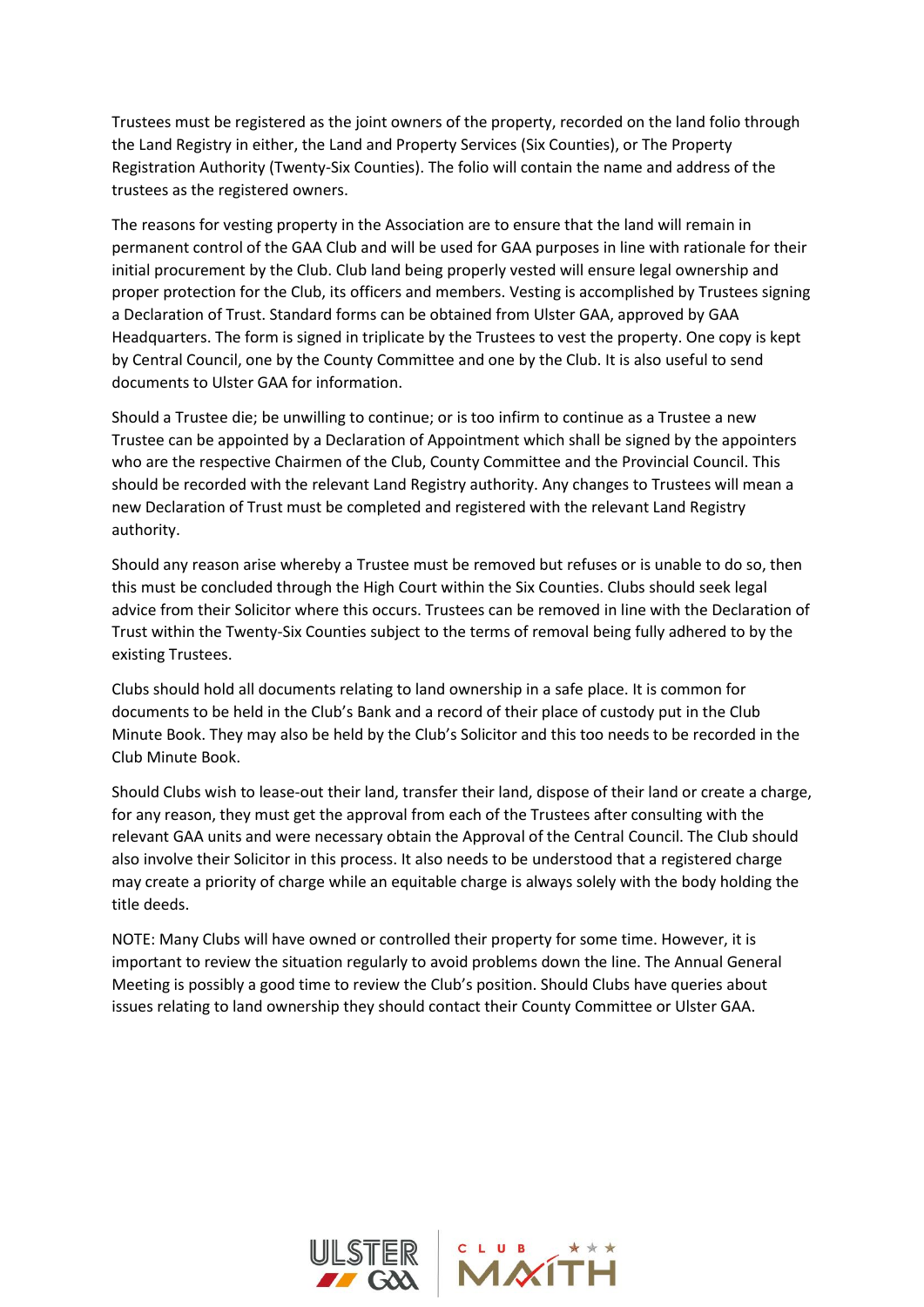Trustees must be registered as the joint owners of the property, recorded on the land folio through the Land Registry in either, the Land and Property Services (Six Counties), or The Property Registration Authority (Twenty-Six Counties). The folio will contain the name and address of the trustees as the registered owners.

The reasons for vesting property in the Association are to ensure that the land will remain in permanent control of the GAA Club and will be used for GAA purposes in line with rationale for their initial procurement by the Club. Club land being properly vested will ensure legal ownership and proper protection for the Club, its officers and members. Vesting is accomplished by Trustees signing a Declaration of Trust. Standard forms can be obtained from Ulster GAA, approved by GAA Headquarters. The form is signed in triplicate by the Trustees to vest the property. One copy is kept by Central Council, one by the County Committee and one by the Club. It is also useful to send documents to Ulster GAA for information.

Should a Trustee die; be unwilling to continue; or is too infirm to continue as a Trustee a new Trustee can be appointed by a Declaration of Appointment which shall be signed by the appointers who are the respective Chairmen of the Club, County Committee and the Provincial Council. This should be recorded with the relevant Land Registry authority. Any changes to Trustees will mean a new Declaration of Trust must be completed and registered with the relevant Land Registry authority.

Should any reason arise whereby a Trustee must be removed but refuses or is unable to do so, then this must be concluded through the High Court within the Six Counties. Clubs should seek legal advice from their Solicitor where this occurs. Trustees can be removed in line with the Declaration of Trust within the Twenty-Six Counties subject to the terms of removal being fully adhered to by the existing Trustees.

Clubs should hold all documents relating to land ownership in a safe place. It is common for documents to be held in the Club's Bank and a record of their place of custody put in the Club Minute Book. They may also be held by the Club's Solicitor and this too needs to be recorded in the Club Minute Book.

Should Clubs wish to lease-out their land, transfer their land, dispose of their land or create a charge, for any reason, they must get the approval from each of the Trustees after consulting with the relevant GAA units and were necessary obtain the Approval of the Central Council. The Club should also involve their Solicitor in this process. It also needs to be understood that a registered charge may create a priority of charge while an equitable charge is always solely with the body holding the title deeds.

NOTE: Many Clubs will have owned or controlled their property for some time. However, it is important to review the situation regularly to avoid problems down the line. The Annual General Meeting is possibly a good time to review the Club's position. Should Clubs have queries about issues relating to land ownership they should contact their County Committee or Ulster GAA.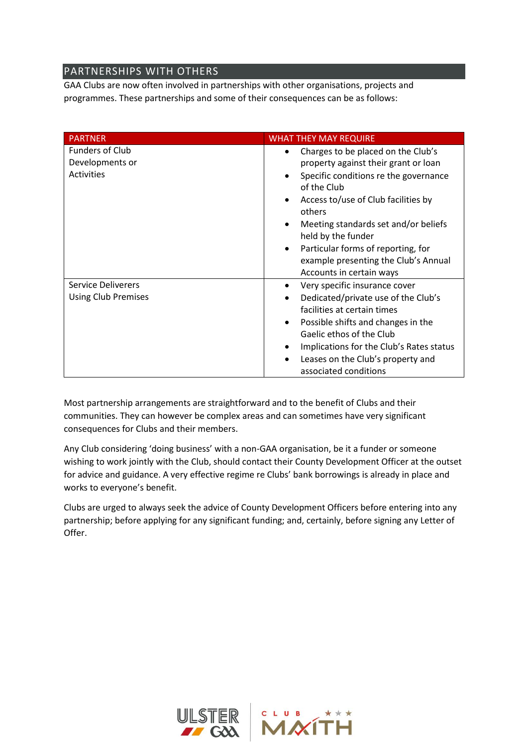## PARTNERSHIPS WITH OTHERS

GAA Clubs are now often involved in partnerships with other organisations, projects and programmes. These partnerships and some of their consequences can be as follows:

| PARTNER | WHAT THEY MAY REQUIRE |
|---|---|
| Funders of Club Developments or Activities | • Charges to be placed on the Club's property against their grant or loan<br>• Specific conditions re the governance of the Club<br>• Access to/use of Club facilities by others<br>• Meeting standards set and/or beliefs held by the funder<br>• Particular forms of reporting, for example presenting the Club's Annual Accounts in certain ways |
| Service Deliverers Using Club Premises | • Very specific insurance cover<br>• Dedicated/private use of the Club's facilities at certain times<br>• Possible shifts and changes in the Gaelic ethos of the Club<br>• Implications for the Club's Rates status<br>• Leases on the Club's property and associated conditions |

Most partnership arrangements are straightforward and to the benefit of Clubs and their communities. They can however be complex areas and can sometimes have very significant consequences for Clubs and their members.

Any Club considering 'doing business' with a non-GAA organisation, be it a funder or someone wishing to work jointly with the Club, should contact their County Development Officer at the outset for advice and guidance. A very effective regime re Clubs' bank borrowings is already in place and works to everyone's benefit.

Clubs are urged to always seek the advice of County Development Officers before entering into any partnership; before applying for any significant funding; and, certainly, before signing any Letter of Offer.